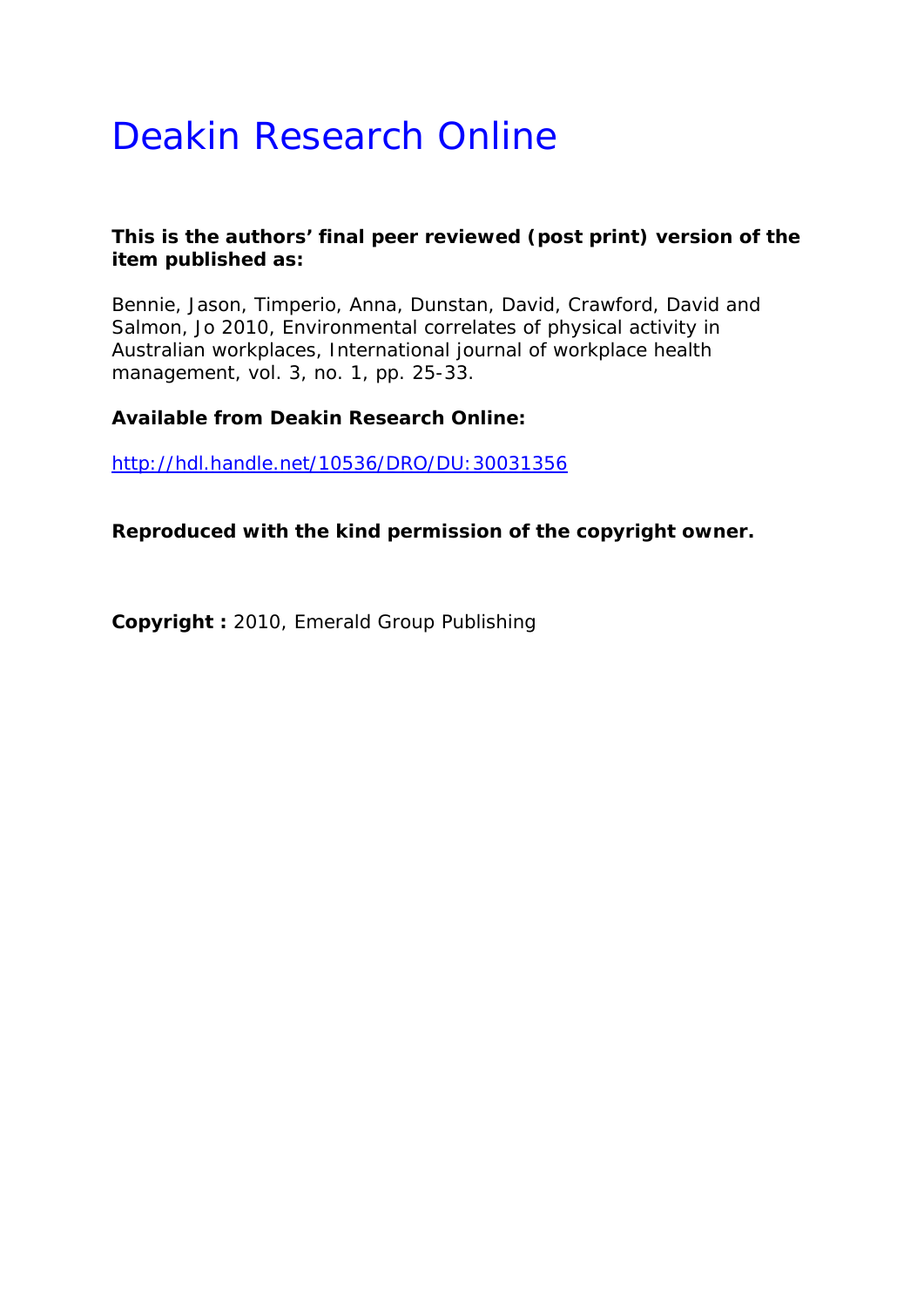# Deakin Research Online

**This is the authors' final peer reviewed (post print) version of the item published as:**

Bennie, Jason, Timperio, Anna, Dunstan, David, Crawford, David and Salmon, Jo 2010, Environmental correlates of physical activity in Australian workplaces, International journal of workplace health management, vol. 3, no. 1, pp. 25-33.

**Available from Deakin Research Online:**

http://hdl.handle.net/10536/DRO/DU:30031356

**Reproduced with the kind permission of the copyright owner.**

**Copyright :** 2010, Emerald Group Publishing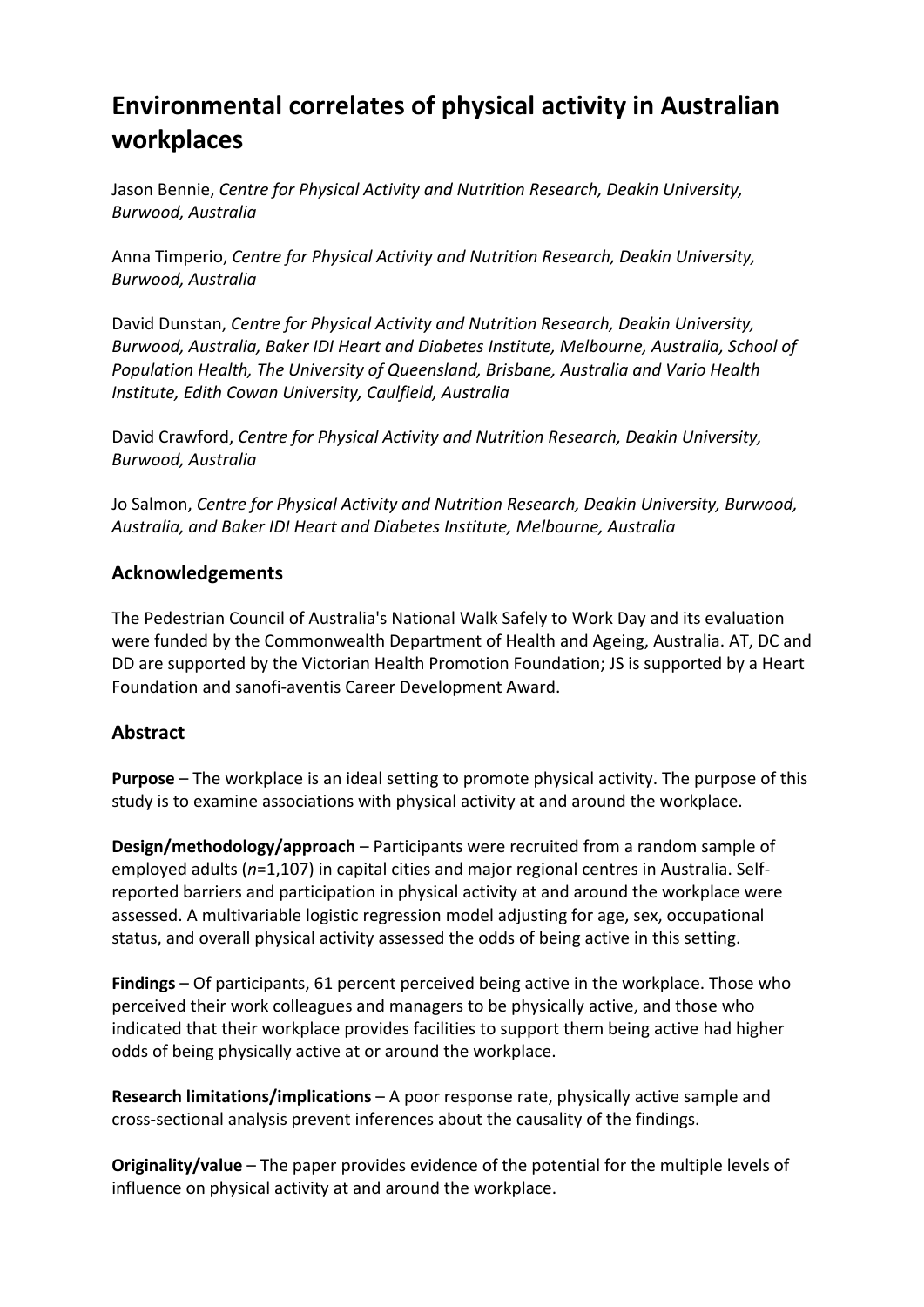# Environmental correlates of physical activity in Australian workplaces

Jason Bennie, *Centre for Physical Activity and Nutrition Research, Deakin University, Burwood, Australia*

Anna Timperio, *Centre for Physical Activity and Nutrition Research, Deakin University, Burwood, Australia*

David Dunstan, *Centre for Physical Activity and Nutrition Research, Deakin University, Burwood, Australia, Baker IDI Heart and Diabetes Institute, Melbourne, Australia, School of Population Health, The University of Queensland, Brisbane, Australia and Vario Health Institute, Edith Cowan University, Caulfield, Australia*

David Crawford, *Centre for Physical Activity and Nutrition Research, Deakin University, Burwood, Australia*

Jo Salmon, *Centre for Physical Activity and Nutrition Research, Deakin University, Burwood, Australia, and Baker IDI Heart and Diabetes Institute, Melbourne, Australia*

## Acknowledgements

The Pedestrian Council of Australia's National Walk Safely to Work Day and its evaluation were funded by the Commonwealth Department of Health and Ageing, Australia. AT, DC and DD are supported by the Victorian Health Promotion Foundation; JS is supported by a Heart Foundation and sanofi-aventis Career Development Award.

## Abstract

**Purpose** – The workplace is an ideal setting to promote physical activity. The purpose of this study is to examine associations with physical activity at and around the workplace.

**Design/methodology/approach** – Participants were recruited from a random sample of employed adults (*n*=1,107) in capital cities and major regional centres in Australia. Self-reported barriers and participation in physical activity at and around the workplace were assessed. A multivariable logistic regression model adjusting for age, sex, occupational status, and overall physical activity assessed the odds of being active in this setting.

**Findings** – Of participants, 61 percent perceived being active in the workplace. Those who perceived their work colleagues and managers to be physically active, and those who indicated that their workplace provides facilities to support them being active had higher odds of being physically active at or around the workplace.

**Research limitations/implications** – A poor response rate, physically active sample and cross-sectional analysis prevent inferences about the causality of the findings.

**Originality/value** – The paper provides evidence of the potential for the multiple levels of influence on physical activity at and around the workplace.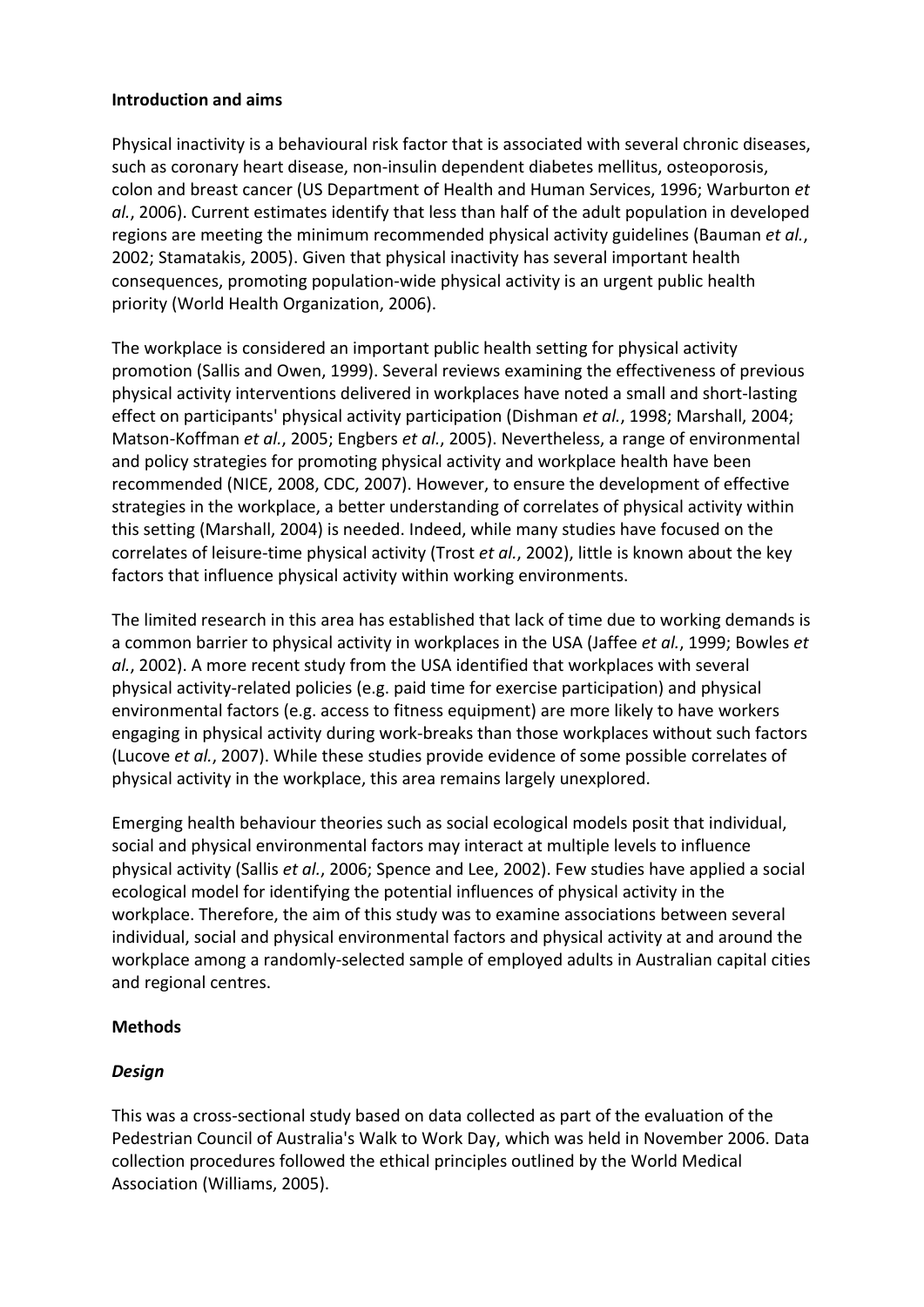**Introduction and aims**

Physical inactivity is a behavioural risk factor that is associated with several chronic diseases, such as coronary heart disease, non-insulin dependent diabetes mellitus, osteoporosis, colon and breast cancer (US Department of Health and Human Services, 1996; Warburton *et al.*, 2006). Current estimates identify that less than half of the adult population in developed regions are meeting the minimum recommended physical activity guidelines (Bauman *et al.*, 2002; Stamatakis, 2005). Given that physical inactivity has several important health consequences, promoting population-wide physical activity is an urgent public health priority (World Health Organization, 2006).

The workplace is considered an important public health setting for physical activity promotion (Sallis and Owen, 1999). Several reviews examining the effectiveness of previous physical activity interventions delivered in workplaces have noted a small and short-lasting effect on participants' physical activity participation (Dishman *et al.*, 1998; Marshall, 2004; Matson-Koffman *et al.*, 2005; Engbers *et al.*, 2005). Nevertheless, a range of environmental and policy strategies for promoting physical activity and workplace health have been recommended (NICE, 2008, CDC, 2007). However, to ensure the development of effective strategies in the workplace, a better understanding of correlates of physical activity within this setting (Marshall, 2004) is needed. Indeed, while many studies have focused on the correlates of leisure-time physical activity (Trost *et al.*, 2002), little is known about the key factors that influence physical activity within working environments.

The limited research in this area has established that lack of time due to working demands is a common barrier to physical activity in workplaces in the USA (Jaffee *et al.*, 1999; Bowles *et al.*, 2002). A more recent study from the USA identified that workplaces with several physical activity-related policies (e.g. paid time for exercise participation) and physical environmental factors (e.g. access to fitness equipment) are more likely to have workers engaging in physical activity during work-breaks than those workplaces without such factors (Lucove *et al.*, 2007). While these studies provide evidence of some possible correlates of physical activity in the workplace, this area remains largely unexplored.

Emerging health behaviour theories such as social ecological models posit that individual, social and physical environmental factors may interact at multiple levels to influence physical activity (Sallis *et al.*, 2006; Spence and Lee, 2002). Few studies have applied a social ecological model for identifying the potential influences of physical activity in the workplace. Therefore, the aim of this study was to examine associations between several individual, social and physical environmental factors and physical activity at and around the workplace among a randomly-selected sample of employed adults in Australian capital cities and regional centres.

**Methods**

***Design***

This was a cross-sectional study based on data collected as part of the evaluation of the Pedestrian Council of Australia's Walk to Work Day, which was held in November 2006. Data collection procedures followed the ethical principles outlined by the World Medical Association (Williams, 2005).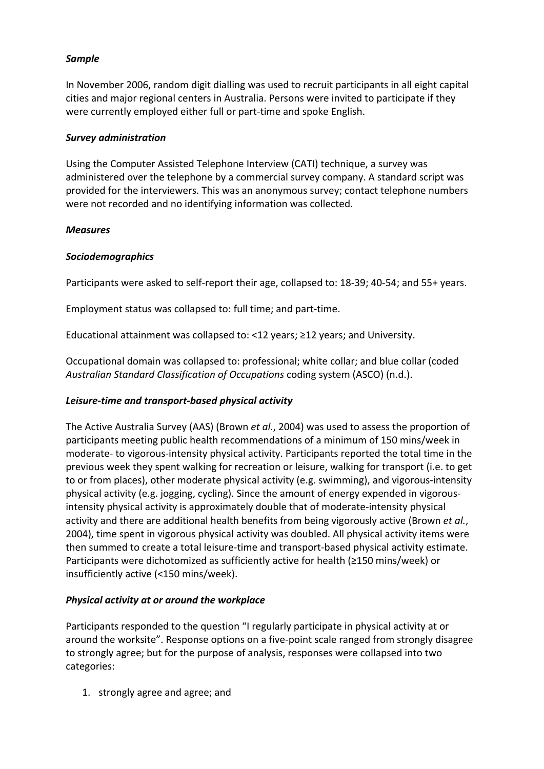### *Sample*

In November 2006, random digit dialling was used to recruit participants in all eight capital cities and major regional centers in Australia. Persons were invited to participate if they were currently employed either full or part-time and spoke English.

### *Survey administration*

Using the Computer Assisted Telephone Interview (CATI) technique, a survey was administered over the telephone by a commercial survey company. A standard script was provided for the interviewers. This was an anonymous survey; contact telephone numbers were not recorded and no identifying information was collected.

### *Measures*

#### *Sociodemographics*

Participants were asked to self-report their age, collapsed to: 18-39; 40-54; and 55+ years.

Employment status was collapsed to: full time; and part-time.

Educational attainment was collapsed to: <12 years; ≥12 years; and University.

Occupational domain was collapsed to: professional; white collar; and blue collar (coded *Australian Standard Classification of Occupations* coding system (ASCO) (n.d.).

#### *Leisure-time and transport-based physical activity*

The Active Australia Survey (AAS) (Brown *et al.*, 2004) was used to assess the proportion of participants meeting public health recommendations of a minimum of 150 mins/week in moderate- to vigorous-intensity physical activity. Participants reported the total time in the previous week they spent walking for recreation or leisure, walking for transport (i.e. to get to or from places), other moderate physical activity (e.g. swimming), and vigorous-intensity physical activity (e.g. jogging, cycling). Since the amount of energy expended in vigorous-intensity physical activity is approximately double that of moderate-intensity physical activity and there are additional health benefits from being vigorously active (Brown *et al.*, 2004), time spent in vigorous physical activity was doubled. All physical activity items were then summed to create a total leisure-time and transport-based physical activity estimate. Participants were dichotomized as sufficiently active for health (≥150 mins/week) or insufficiently active (<150 mins/week).

#### *Physical activity at or around the workplace*

Participants responded to the question "I regularly participate in physical activity at or around the worksite". Response options on a five-point scale ranged from strongly disagree to strongly agree; but for the purpose of analysis, responses were collapsed into two categories:

1. strongly agree and agree; and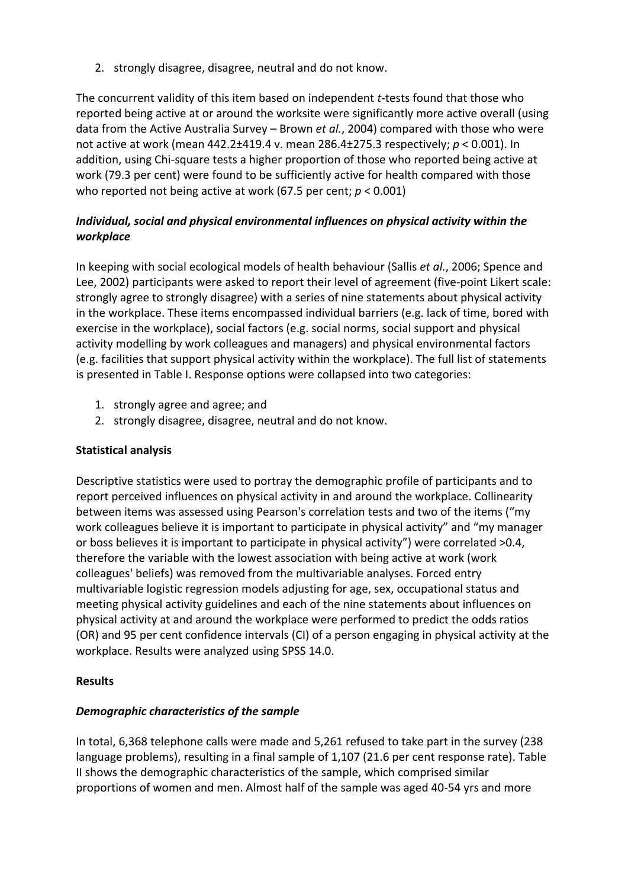2. strongly disagree, disagree, neutral and do not know.

The concurrent validity of this item based on independent *t*-tests found that those who reported being active at or around the worksite were significantly more active overall (using data from the Active Australia Survey – Brown *et al.*, 2004) compared with those who were not active at work (mean 442.2±419.4 v. mean 286.4±275.3 respectively; $p < 0.001$). In addition, using Chi-square tests a higher proportion of those who reported being active at work (79.3 per cent) were found to be sufficiently active for health compared with those who reported not being active at work (67.5 per cent; $p < 0.001$)

### *Individual, social and physical environmental influences on physical activity within the workplace*

In keeping with social ecological models of health behaviour (Sallis *et al.*, 2006; Spence and Lee, 2002) participants were asked to report their level of agreement (five-point Likert scale: strongly agree to strongly disagree) with a series of nine statements about physical activity in the workplace. These items encompassed individual barriers (e.g. lack of time, bored with exercise in the workplace), social factors (e.g. social norms, social support and physical activity modelling by work colleagues and managers) and physical environmental factors (e.g. facilities that support physical activity within the workplace). The full list of statements is presented in Table I. Response options were collapsed into two categories:

1. strongly agree and agree; and
2. strongly disagree, disagree, neutral and do not know.

### **Statistical analysis**

Descriptive statistics were used to portray the demographic profile of participants and to report perceived influences on physical activity in and around the workplace. Collinearity between items was assessed using Pearson's correlation tests and two of the items ("my work colleagues believe it is important to participate in physical activity" and "my manager or boss believes it is important to participate in physical activity") were correlated >0.4, therefore the variable with the lowest association with being active at work (work colleagues' beliefs) was removed from the multivariable analyses. Forced entry multivariable logistic regression models adjusting for age, sex, occupational status and meeting physical activity guidelines and each of the nine statements about influences on physical activity at and around the workplace were performed to predict the odds ratios (OR) and 95 per cent confidence intervals (CI) of a person engaging in physical activity at the workplace. Results were analyzed using SPSS 14.0.

### **Results**

### *Demographic characteristics of the sample*

In total, 6,368 telephone calls were made and 5,261 refused to take part in the survey (238 language problems), resulting in a final sample of 1,107 (21.6 per cent response rate). Table II shows the demographic characteristics of the sample, which comprised similar proportions of women and men. Almost half of the sample was aged 40-54 yrs and more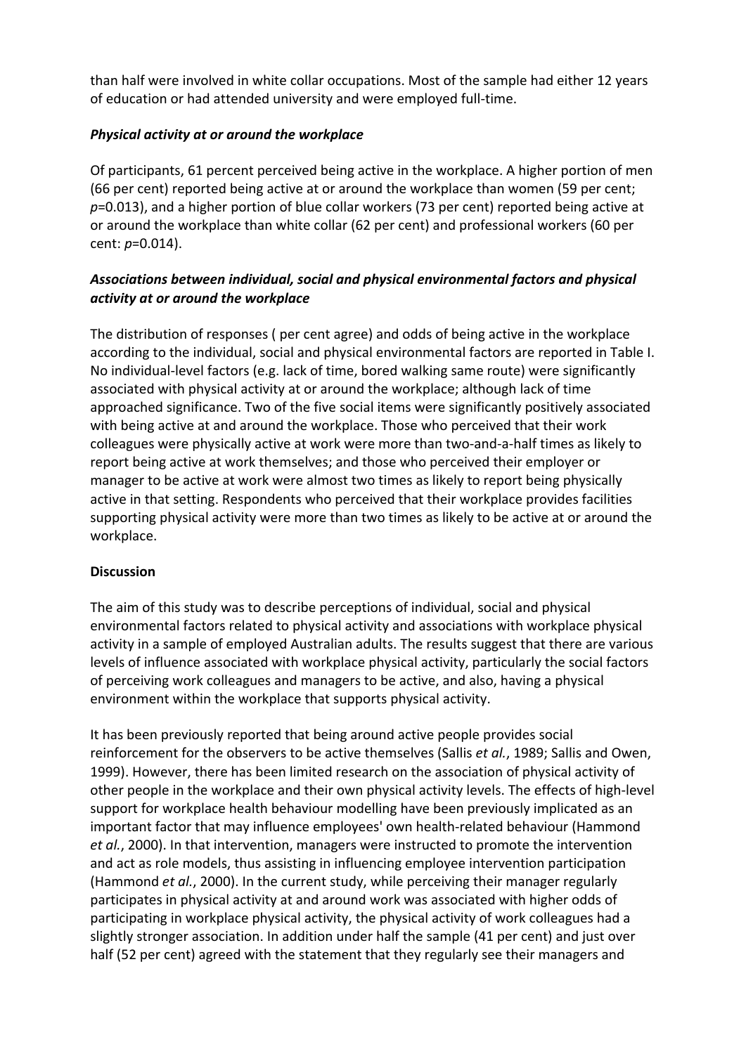than half were involved in white collar occupations. Most of the sample had either 12 years of education or had attended university and were employed full-time.

### *Physical activity at or around the workplace*

Of participants, 61 percent perceived being active in the workplace. A higher portion of men (66 per cent) reported being active at or around the workplace than women (59 per cent; $p$=0.013), and a higher portion of blue collar workers (73 per cent) reported being active at or around the workplace than white collar (62 per cent) and professional workers (60 per cent: $p$=0.014).

### *Associations between individual, social and physical environmental factors and physical activity at or around the workplace*

The distribution of responses ( per cent agree) and odds of being active in the workplace according to the individual, social and physical environmental factors are reported in Table I. No individual-level factors (e.g. lack of time, bored walking same route) were significantly associated with physical activity at or around the workplace; although lack of time approached significance. Two of the five social items were significantly positively associated with being active at and around the workplace. Those who perceived that their work colleagues were physically active at work were more than two-and-a-half times as likely to report being active at work themselves; and those who perceived their employer or manager to be active at work were almost two times as likely to report being physically active in that setting. Respondents who perceived that their workplace provides facilities supporting physical activity were more than two times as likely to be active at or around the workplace.

## Discussion

The aim of this study was to describe perceptions of individual, social and physical environmental factors related to physical activity and associations with workplace physical activity in a sample of employed Australian adults. The results suggest that there are various levels of influence associated with workplace physical activity, particularly the social factors of perceiving work colleagues and managers to be active, and also, having a physical environment within the workplace that supports physical activity.

It has been previously reported that being around active people provides social reinforcement for the observers to be active themselves (Sallis *et al.*, 1989; Sallis and Owen, 1999). However, there has been limited research on the association of physical activity of other people in the workplace and their own physical activity levels. The effects of high-level support for workplace health behaviour modelling have been previously implicated as an important factor that may influence employees' own health-related behaviour (Hammond *et al.*, 2000). In that intervention, managers were instructed to promote the intervention and act as role models, thus assisting in influencing employee intervention participation (Hammond *et al.*, 2000). In the current study, while perceiving their manager regularly participates in physical activity at and around work was associated with higher odds of participating in workplace physical activity, the physical activity of work colleagues had a slightly stronger association. In addition under half the sample (41 per cent) and just over half (52 per cent) agreed with the statement that they regularly see their managers and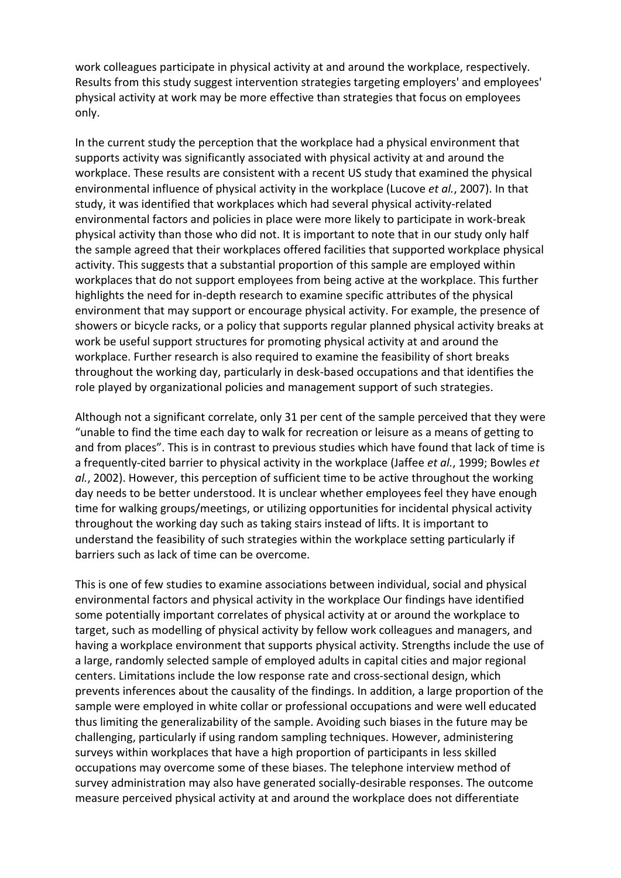work colleagues participate in physical activity at and around the workplace, respectively. Results from this study suggest intervention strategies targeting employers' and employees' physical activity at work may be more effective than strategies that focus on employees only.

In the current study the perception that the workplace had a physical environment that supports activity was significantly associated with physical activity at and around the workplace. These results are consistent with a recent US study that examined the physical environmental influence of physical activity in the workplace (Lucove *et al.*, 2007). In that study, it was identified that workplaces which had several physical activity-related environmental factors and policies in place were more likely to participate in work-break physical activity than those who did not. It is important to note that in our study only half the sample agreed that their workplaces offered facilities that supported workplace physical activity. This suggests that a substantial proportion of this sample are employed within workplaces that do not support employees from being active at the workplace. This further highlights the need for in-depth research to examine specific attributes of the physical environment that may support or encourage physical activity. For example, the presence of showers or bicycle racks, or a policy that supports regular planned physical activity breaks at work be useful support structures for promoting physical activity at and around the workplace. Further research is also required to examine the feasibility of short breaks throughout the working day, particularly in desk-based occupations and that identifies the role played by organizational policies and management support of such strategies.

Although not a significant correlate, only 31 per cent of the sample perceived that they were "unable to find the time each day to walk for recreation or leisure as a means of getting to and from places". This is in contrast to previous studies which have found that lack of time is a frequently-cited barrier to physical activity in the workplace (Jaffee *et al.*, 1999; Bowles *et al.*, 2002). However, this perception of sufficient time to be active throughout the working day needs to be better understood. It is unclear whether employees feel they have enough time for walking groups/meetings, or utilizing opportunities for incidental physical activity throughout the working day such as taking stairs instead of lifts. It is important to understand the feasibility of such strategies within the workplace setting particularly if barriers such as lack of time can be overcome.

This is one of few studies to examine associations between individual, social and physical environmental factors and physical activity in the workplace Our findings have identified some potentially important correlates of physical activity at or around the workplace to target, such as modelling of physical activity by fellow work colleagues and managers, and having a workplace environment that supports physical activity. Strengths include the use of a large, randomly selected sample of employed adults in capital cities and major regional centers. Limitations include the low response rate and cross-sectional design, which prevents inferences about the causality of the findings. In addition, a large proportion of the sample were employed in white collar or professional occupations and were well educated thus limiting the generalizability of the sample. Avoiding such biases in the future may be challenging, particularly if using random sampling techniques. However, administering surveys within workplaces that have a high proportion of participants in less skilled occupations may overcome some of these biases. The telephone interview method of survey administration may also have generated socially-desirable responses. The outcome measure perceived physical activity at and around the workplace does not differentiate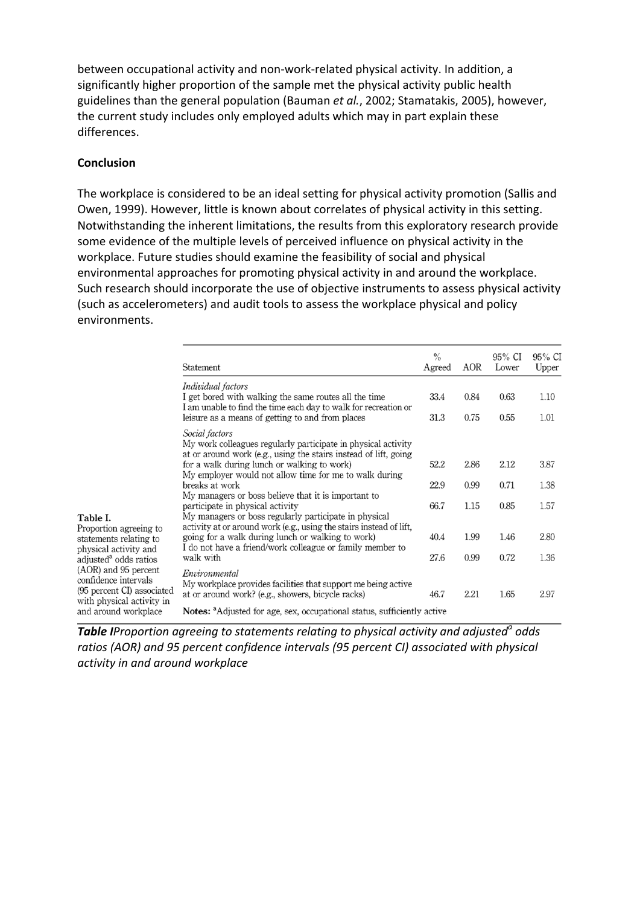between occupational activity and non-work-related physical activity. In addition, a significantly higher proportion of the sample met the physical activity public health guidelines than the general population (Bauman *et al.*, 2002; Stamatakis, 2005), however, the current study includes only employed adults which may in part explain these differences.

**Conclusion**

The workplace is considered to be an ideal setting for physical activity promotion (Sallis and Owen, 1999). However, little is known about correlates of physical activity in this setting. Notwithstanding the inherent limitations, the results from this exploratory research provide some evidence of the multiple levels of perceived influence on physical activity in the workplace. Future studies should examine the feasibility of social and physical environmental approaches for promoting physical activity in and around the workplace. Such research should incorporate the use of objective instruments to assess physical activity (such as accelerometers) and audit tools to assess the workplace physical and policy environments.

Table I. Proportion agreeing to statements relating to physical activity and adjusted[a] odds ratios (AOR) and 95 percent confidence intervals (95 percent CI) associated with physical activity in and around workplace

| Statement | % Agreed | AOR | 95% CI Lower | 95% CI Upper |
|---|---|---|---|---|
| *Individual factors* | | | | |
| I get bored with walking the same routes all the time | 33.4 | 0.84 | 0.63 | 1.10 |
| I am unable to find the time each day to walk for recreation or leisure as a means of getting to and from places | 31.3 | 0.75 | 0.55 | 1.01 |
| *Social factors* | | | | |
| My work colleagues regularly participate in physical activity at or around work (e.g., using the stairs instead of lift, going for a walk during lunch or walking to work) | 52.2 | 2.86 | 2.12 | 3.87 |
| My employer would not allow time for me to walk during breaks at work | 22.9 | 0.99 | 0.71 | 1.38 |
| My managers or boss believe that it is important to participate in physical activity | 66.7 | 1.15 | 0.85 | 1.57 |
| My managers or boss regularly participate in physical activity at or around work (e.g., using the stairs instead of lift, going for a walk during lunch or walking to work) | 40.4 | 1.99 | 1.46 | 2.80 |
| I do not have a friend/work colleague or family member to walk with | 27.6 | 0.99 | 0.72 | 1.36 |
| *Environmental* | | | | |
| My workplace provides facilities that support me being active at or around work? (e.g., showers, bicycle racks) | 46.7 | 2.21 | 1.65 | 2.97 |

**Notes:** [a]Adjusted for age, sex, occupational status, sufficiently active

***Table I****Proportion agreeing to statements relating to physical activity and adjusted[a] odds ratios (AOR) and 95 percent confidence intervals (95 percent CI) associated with physical activity in and around workplace*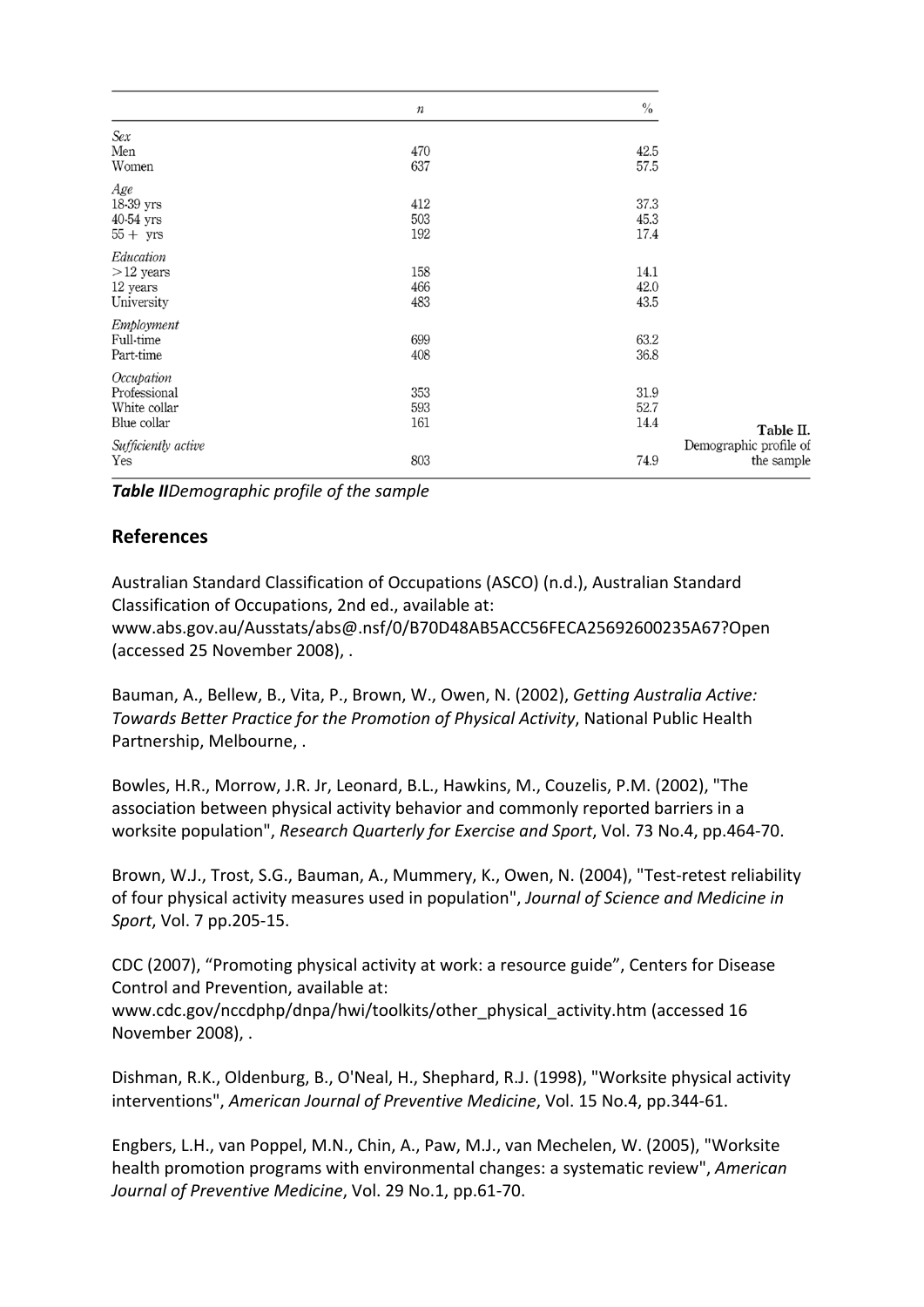|  | n | % |
| --- | --- | --- |
| *Sex* |  |  |
| Men | 470 | 42.5 |
| Women | 637 | 57.5 |
| *Age* |  |  |
| 18-39 yrs | 412 | 37.3 |
| 40-54 yrs | 503 | 45.3 |
| 55 + yrs | 192 | 17.4 |
| *Education* |  |  |
| >12 years | 158 | 14.1 |
| 12 years | 466 | 42.0 |
| University | 483 | 43.5 |
| *Employment* |  |  |
| Full-time | 699 | 63.2 |
| Part-time | 408 | 36.8 |
| *Occupation* |  |  |
| Professional | 353 | 31.9 |
| White collar | 593 | 52.7 |
| Blue collar | 161 | 14.4 |
| *Sufficiently active* |  |  |
| Yes | 803 | 74.9 |

Table II. Demographic profile of the sample

***Table II****Demographic profile of the sample*

## References

Australian Standard Classification of Occupations (ASCO) (n.d.), Australian Standard Classification of Occupations, 2nd ed., available at: www.abs.gov.au/Ausstats/abs@.nsf/0/B70D48AB5ACC56FECA25692600235A67?Open (accessed 25 November 2008), .

Bauman, A., Bellew, B., Vita, P., Brown, W., Owen, N. (2002), *Getting Australia Active: Towards Better Practice for the Promotion of Physical Activity*, National Public Health Partnership, Melbourne, .

Bowles, H.R., Morrow, J.R. Jr, Leonard, B.L., Hawkins, M., Couzelis, P.M. (2002), "The association between physical activity behavior and commonly reported barriers in a worksite population", *Research Quarterly for Exercise and Sport*, Vol. 73 No.4, pp.464-70.

Brown, W.J., Trost, S.G., Bauman, A., Mummery, K., Owen, N. (2004), "Test-retest reliability of four physical activity measures used in population", *Journal of Science and Medicine in Sport*, Vol. 7 pp.205-15.

CDC (2007), "Promoting physical activity at work: a resource guide", Centers for Disease Control and Prevention, available at: www.cdc.gov/nccdphp/dnpa/hwi/toolkits/other_physical_activity.htm (accessed 16 November 2008), .

Dishman, R.K., Oldenburg, B., O'Neal, H., Shephard, R.J. (1998), "Worksite physical activity interventions", *American Journal of Preventive Medicine*, Vol. 15 No.4, pp.344-61.

Engbers, L.H., van Poppel, M.N., Chin, A., Paw, M.J., van Mechelen, W. (2005), "Worksite health promotion programs with environmental changes: a systematic review", *American Journal of Preventive Medicine*, Vol. 29 No.1, pp.61-70.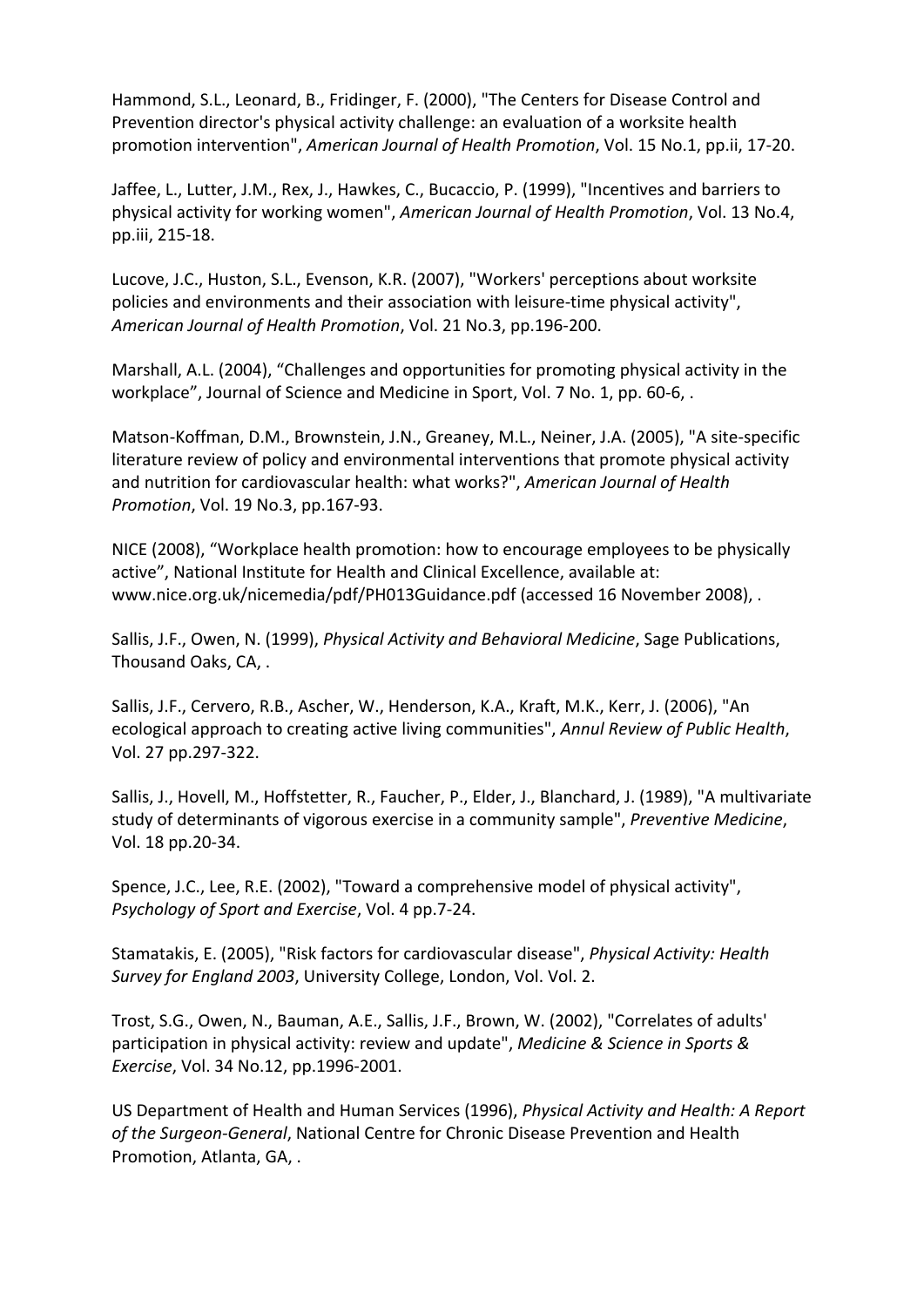Hammond, S.L., Leonard, B., Fridinger, F. (2000), "The Centers for Disease Control and Prevention director's physical activity challenge: an evaluation of a worksite health promotion intervention", *American Journal of Health Promotion*, Vol. 15 No.1, pp.ii, 17-20.

Jaffee, L., Lutter, J.M., Rex, J., Hawkes, C., Bucaccio, P. (1999), "Incentives and barriers to physical activity for working women", *American Journal of Health Promotion*, Vol. 13 No.4, pp.iii, 215-18.

Lucove, J.C., Huston, S.L., Evenson, K.R. (2007), "Workers' perceptions about worksite policies and environments and their association with leisure-time physical activity", *American Journal of Health Promotion*, Vol. 21 No.3, pp.196-200.

Marshall, A.L. (2004), "Challenges and opportunities for promoting physical activity in the workplace", Journal of Science and Medicine in Sport, Vol. 7 No. 1, pp. 60-6, .

Matson-Koffman, D.M., Brownstein, J.N., Greaney, M.L., Neiner, J.A. (2005), "A site-specific literature review of policy and environmental interventions that promote physical activity and nutrition for cardiovascular health: what works?", *American Journal of Health Promotion*, Vol. 19 No.3, pp.167-93.

NICE (2008), "Workplace health promotion: how to encourage employees to be physically active", National Institute for Health and Clinical Excellence, available at: www.nice.org.uk/nicemedia/pdf/PH013Guidance.pdf (accessed 16 November 2008), .

Sallis, J.F., Owen, N. (1999), *Physical Activity and Behavioral Medicine*, Sage Publications, Thousand Oaks, CA, .

Sallis, J.F., Cervero, R.B., Ascher, W., Henderson, K.A., Kraft, M.K., Kerr, J. (2006), "An ecological approach to creating active living communities", *Annul Review of Public Health*, Vol. 27 pp.297-322.

Sallis, J., Hovell, M., Hoffstetter, R., Faucher, P., Elder, J., Blanchard, J. (1989), "A multivariate study of determinants of vigorous exercise in a community sample", *Preventive Medicine*, Vol. 18 pp.20-34.

Spence, J.C., Lee, R.E. (2002), "Toward a comprehensive model of physical activity", *Psychology of Sport and Exercise*, Vol. 4 pp.7-24.

Stamatakis, E. (2005), "Risk factors for cardiovascular disease", *Physical Activity: Health Survey for England 2003*, University College, London, Vol. Vol. 2.

Trost, S.G., Owen, N., Bauman, A.E., Sallis, J.F., Brown, W. (2002), "Correlates of adults' participation in physical activity: review and update", *Medicine & Science in Sports & Exercise*, Vol. 34 No.12, pp.1996-2001.

US Department of Health and Human Services (1996), *Physical Activity and Health: A Report of the Surgeon-General*, National Centre for Chronic Disease Prevention and Health Promotion, Atlanta, GA, .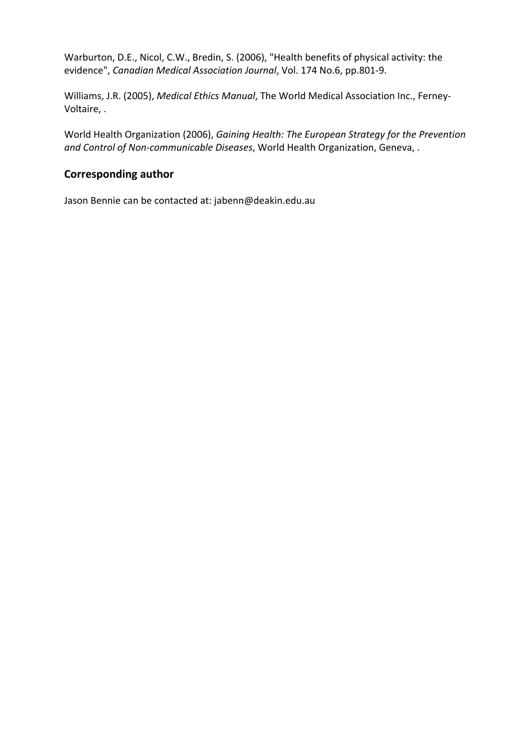Warburton, D.E., Nicol, C.W., Bredin, S. (2006), "Health benefits of physical activity: the evidence", *Canadian Medical Association Journal*, Vol. 174 No.6, pp.801-9.

Williams, J.R. (2005), *Medical Ethics Manual*, The World Medical Association Inc., Ferney-Voltaire, .

World Health Organization (2006), *Gaining Health: The European Strategy for the Prevention and Control of Non-communicable Diseases*, World Health Organization, Geneva, .

## Corresponding author

Jason Bennie can be contacted at: jabenn@deakin.edu.au